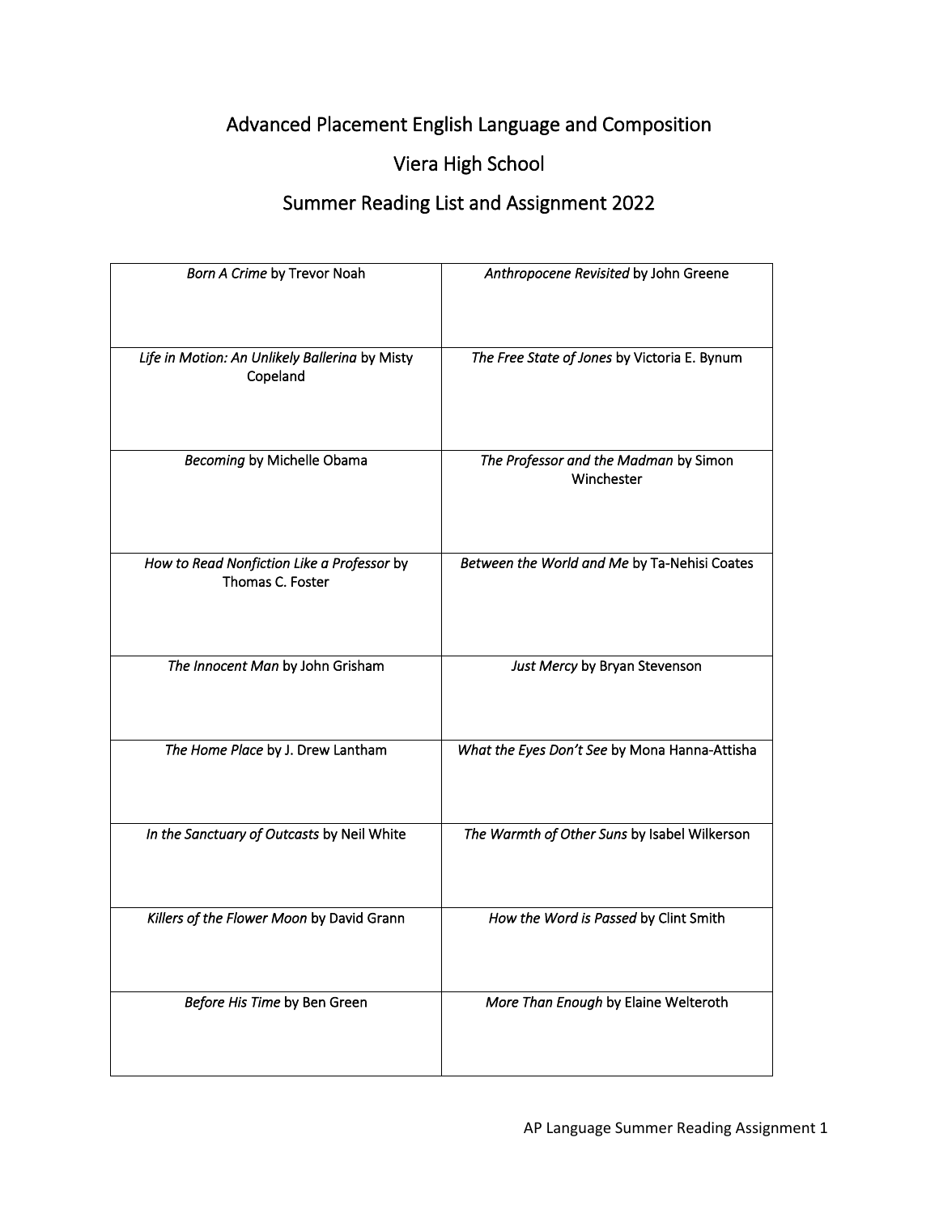# Advanced Placement English Language and Composition

## Viera High School

## Summer Reading List and Assignment 2022

| | |
|---|---|
| *Born A Crime* by Trevor Noah | *Anthropocene Revisited* by John Greene |
| *Life in Motion: An Unlikely Ballerina* by Misty Copeland | *The Free State of Jones* by Victoria E. Bynum |
| *Becoming* by Michelle Obama | *The Professor and the Madman* by Simon Winchester |
| *How to Read Nonfiction Like a Professor* by Thomas C. Foster | *Between the World and Me* by Ta-Nehisi Coates |
| *The Innocent Man* by John Grisham | *Just Mercy* by Bryan Stevenson |
| *The Home Place* by J. Drew Lantham | *What the Eyes Don't See* by Mona Hanna-Attisha |
| *In the Sanctuary of Outcasts* by Neil White | *The Warmth of Other Suns* by Isabel Wilkerson |
| *Killers of the Flower Moon* by David Grann | *How the Word is Passed* by Clint Smith |
| *Before His Time* by Ben Green | *More Than Enough* by Elaine Welteroth |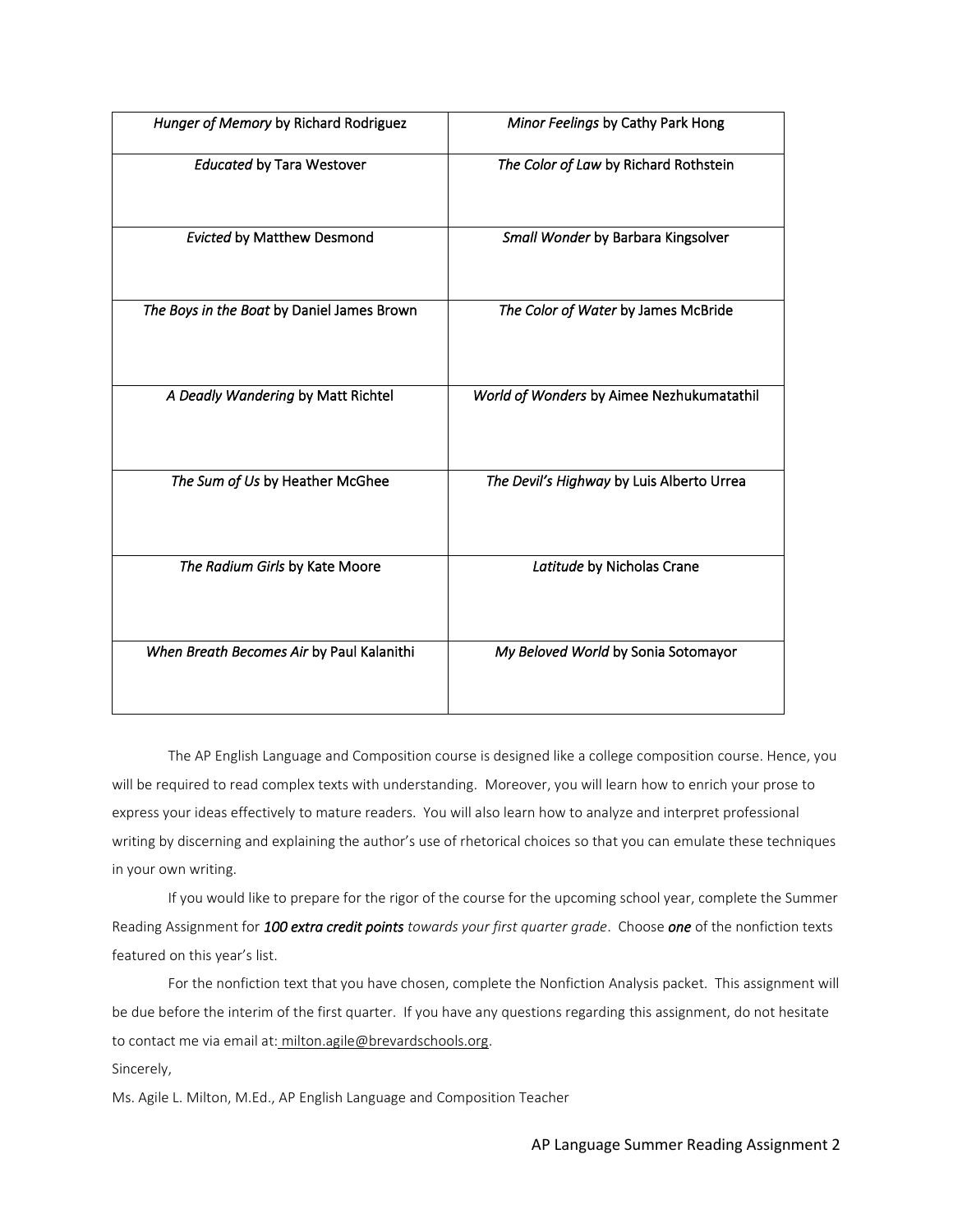| | |
|---|---|
| *Hunger of Memory* by Richard Rodriguez | *Minor Feelings* by Cathy Park Hong |
| *Educated* by Tara Westover | *The Color of Law* by Richard Rothstein |
| *Evicted* by Matthew Desmond | *Small Wonder* by Barbara Kingsolver |
| *The Boys in the Boat* by Daniel James Brown | *The Color of Water* by James McBride |
| *A Deadly Wandering* by Matt Richtel | *World of Wonders* by Aimee Nezhukumatathil |
| *The Sum of Us* by Heather McGhee | *The Devil's Highway* by Luis Alberto Urrea |
| *The Radium Girls* by Kate Moore | *Latitude* by Nicholas Crane |
| *When Breath Becomes Air* by Paul Kalanithi | *My Beloved World* by Sonia Sotomayor |

The AP English Language and Composition course is designed like a college composition course. Hence, you will be required to read complex texts with understanding. Moreover, you will learn how to enrich your prose to express your ideas effectively to mature readers. You will also learn how to analyze and interpret professional writing by discerning and explaining the author's use of rhetorical choices so that you can emulate these techniques in your own writing.

If you would like to prepare for the rigor of the course for the upcoming school year, complete the Summer Reading Assignment for ***100 extra credit points*** *towards your first quarter grade*. Choose ***one*** of the nonfiction texts featured on this year's list.

For the nonfiction text that you have chosen, complete the Nonfiction Analysis packet. This assignment will be due before the interim of the first quarter. If you have any questions regarding this assignment, do not hesitate to contact me via email at: milton.agile@brevardschools.org.

Sincerely,

Ms. Agile L. Milton, M.Ed., AP English Language and Composition Teacher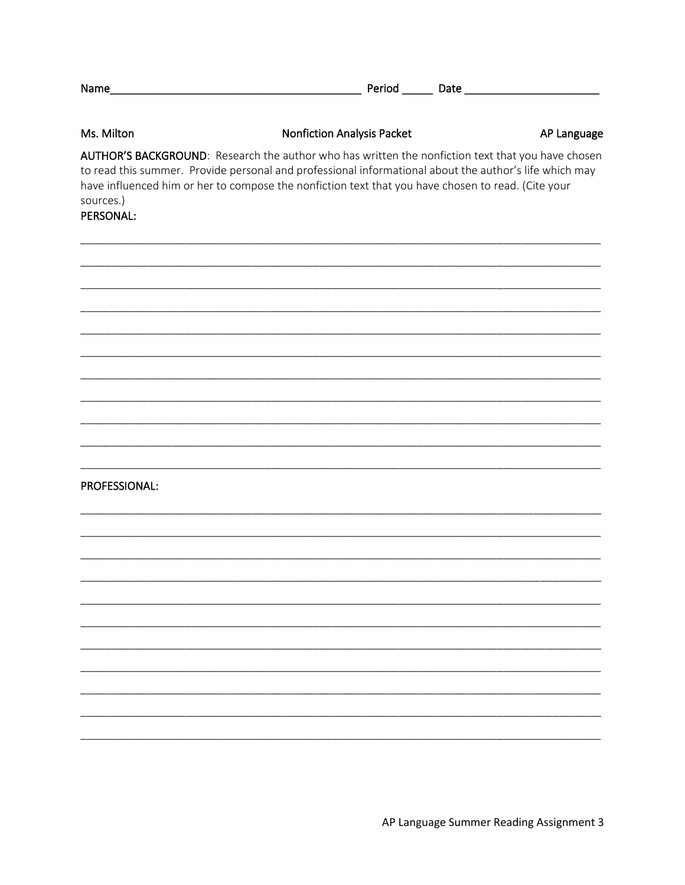Name__________________________________________ Period _____ Date ______________________

Ms. Milton | Nonfiction Analysis Packet | AP Language

**AUTHOR'S BACKGROUND**: Research the author who has written the nonfiction text that you have chosen to read this summer. Provide personal and professional informational about the author's life which may have influenced him or her to compose the nonfiction text that you have chosen to read. (Cite your sources.)

**PERSONAL:**

_____________________________________________________________________________________

_____________________________________________________________________________________

_____________________________________________________________________________________

_____________________________________________________________________________________

_____________________________________________________________________________________

_____________________________________________________________________________________

_____________________________________________________________________________________

_____________________________________________________________________________________

_____________________________________________________________________________________

_____________________________________________________________________________________

_____________________________________________________________________________________

**PROFESSIONAL:**

_____________________________________________________________________________________

_____________________________________________________________________________________

_____________________________________________________________________________________

_____________________________________________________________________________________

_____________________________________________________________________________________

_____________________________________________________________________________________

_____________________________________________________________________________________

_____________________________________________________________________________________

_____________________________________________________________________________________

_____________________________________________________________________________________

_____________________________________________________________________________________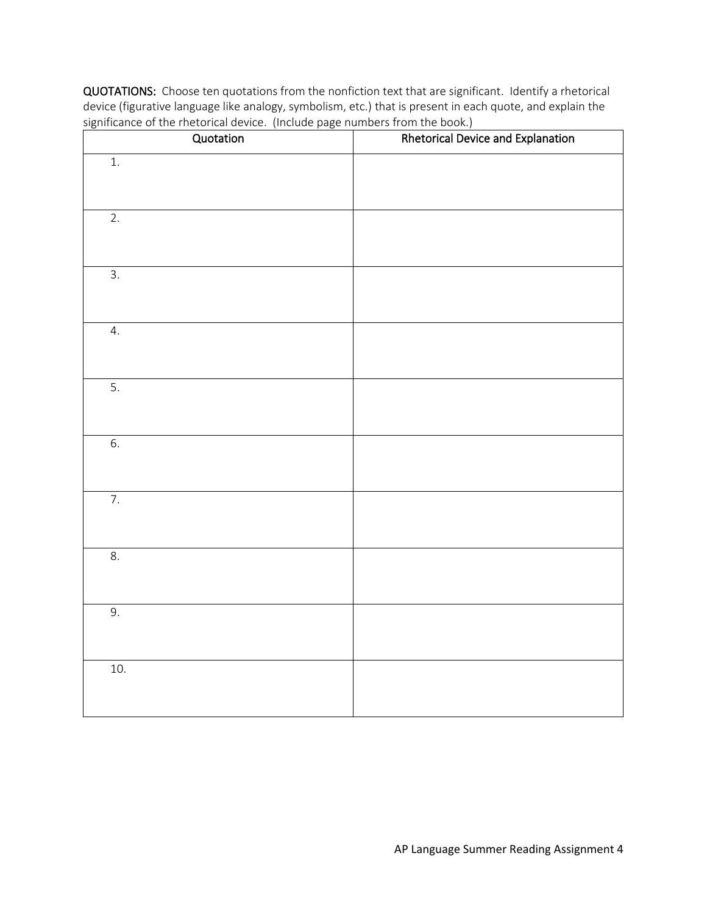**QUOTATIONS:** Choose ten quotations from the nonfiction text that are significant. Identify a rhetorical device (figurative language like analogy, symbolism, etc.) that is present in each quote, and explain the significance of the rhetorical device. (Include page numbers from the book.)

| Quotation | Rhetorical Device and Explanation |
|---|---|
| 1. | |
| 2. | |
| 3. | |
| 4. | |
| 5. | |
| 6. | |
| 7. | |
| 8. | |
| 9. | |
| 10. | |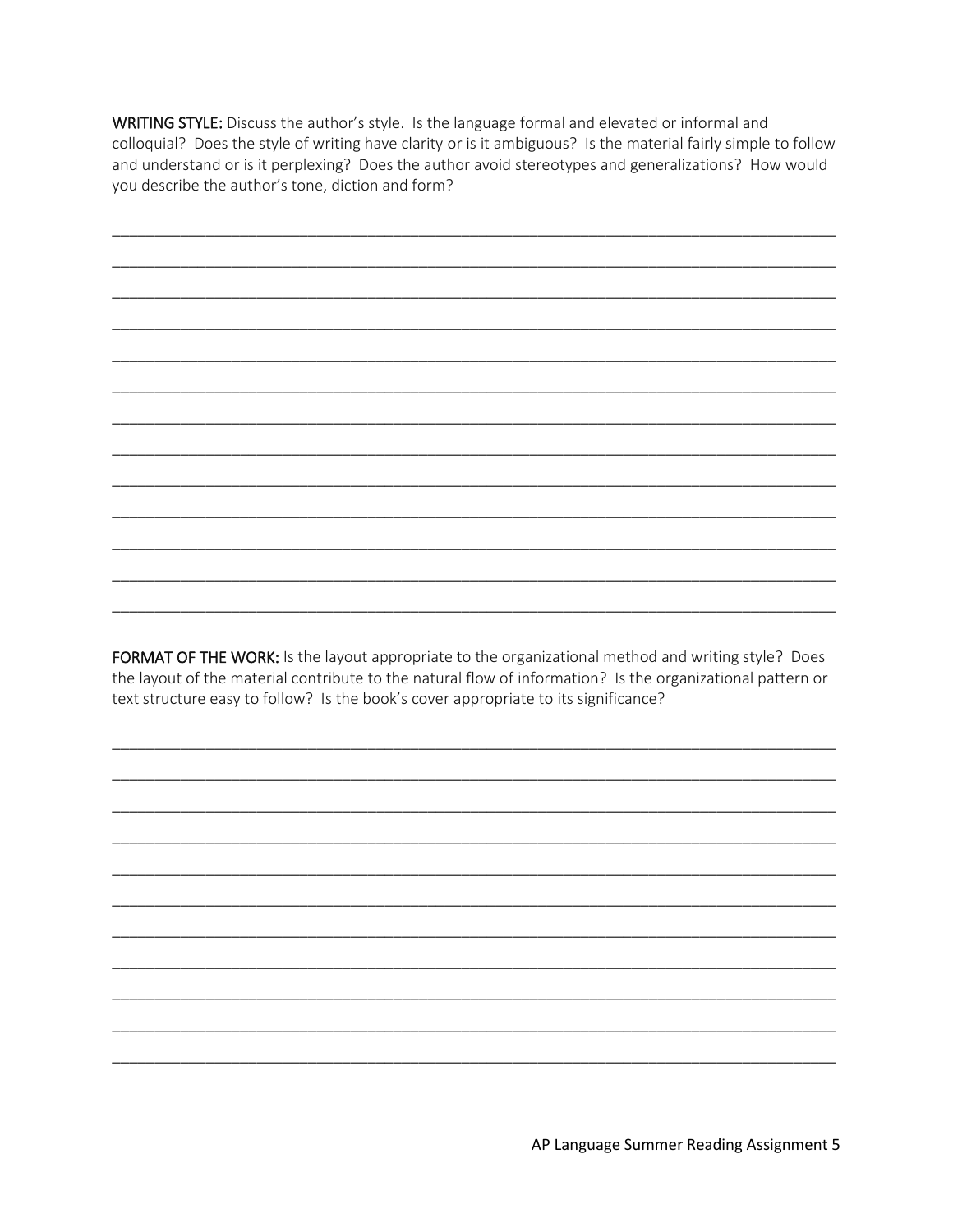**WRITING STYLE:** Discuss the author's style. Is the language formal and elevated or informal and colloquial? Does the style of writing have clarity or is it ambiguous? Is the material fairly simple to follow and understand or is it perplexing? Does the author avoid stereotypes and generalizations? How would you describe the author's tone, diction and form?

_______________________________________________________________________________

_______________________________________________________________________________

_______________________________________________________________________________

_______________________________________________________________________________

_______________________________________________________________________________

_______________________________________________________________________________

_______________________________________________________________________________

_______________________________________________________________________________

_______________________________________________________________________________

_______________________________________________________________________________

_______________________________________________________________________________

_______________________________________________________________________________

_______________________________________________________________________________

**FORMAT OF THE WORK:** Is the layout appropriate to the organizational method and writing style? Does the layout of the material contribute to the natural flow of information? Is the organizational pattern or text structure easy to follow? Is the book's cover appropriate to its significance?

_______________________________________________________________________________

_______________________________________________________________________________

_______________________________________________________________________________

_______________________________________________________________________________

_______________________________________________________________________________

_______________________________________________________________________________

_______________________________________________________________________________

_______________________________________________________________________________

_______________________________________________________________________________

_______________________________________________________________________________

_______________________________________________________________________________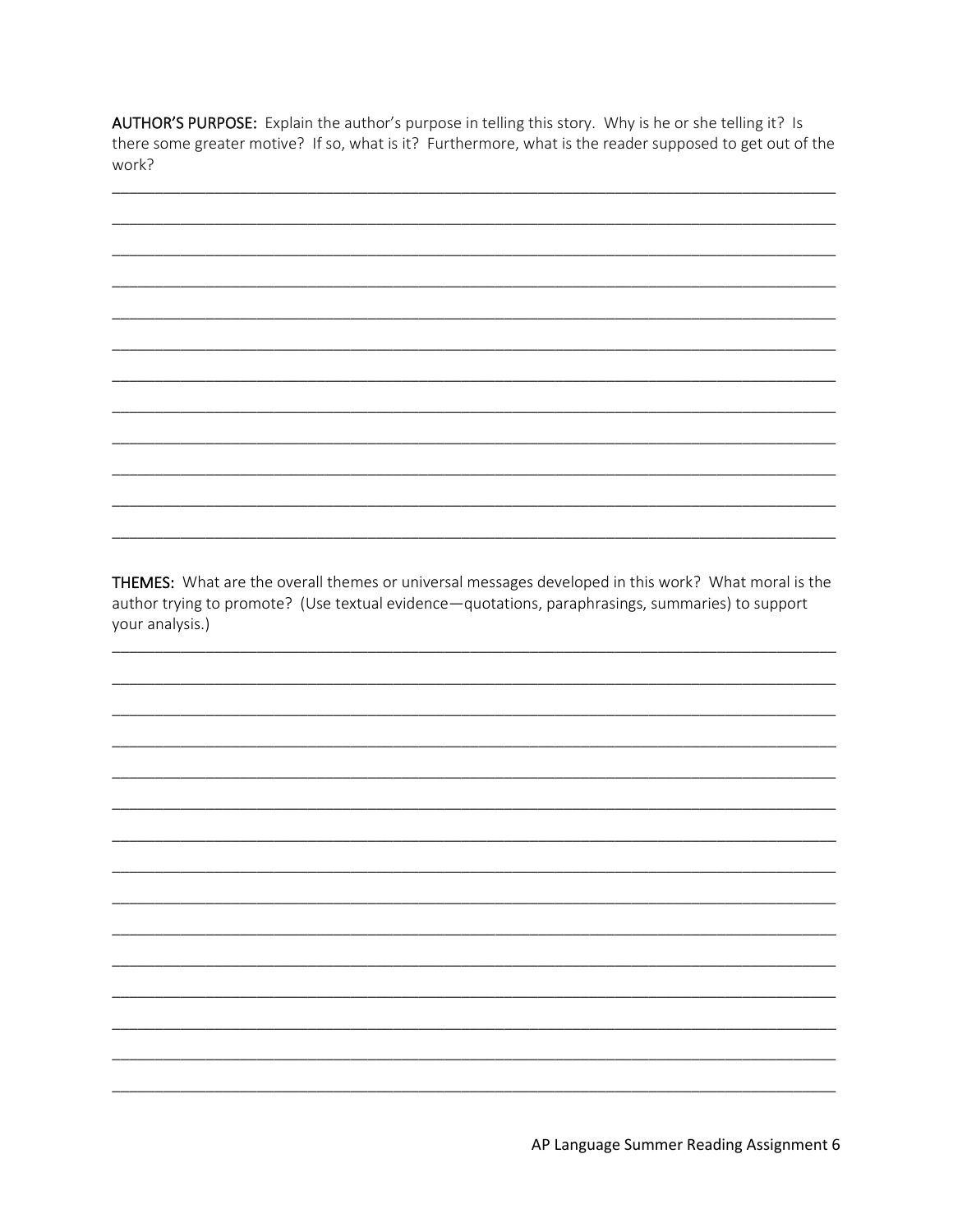**AUTHOR'S PURPOSE:** Explain the author's purpose in telling this story. Why is he or she telling it? Is there some greater motive? If so, what is it? Furthermore, what is the reader supposed to get out of the work?

______________________________________________________________________________

______________________________________________________________________________

______________________________________________________________________________

______________________________________________________________________________

______________________________________________________________________________

______________________________________________________________________________

______________________________________________________________________________

______________________________________________________________________________

______________________________________________________________________________

______________________________________________________________________________

______________________________________________________________________________

______________________________________________________________________________

**THEMES:** What are the overall themes or universal messages developed in this work? What moral is the author trying to promote? (Use textual evidence—quotations, paraphrasings, summaries) to support your analysis.)

______________________________________________________________________________

______________________________________________________________________________

______________________________________________________________________________

______________________________________________________________________________

______________________________________________________________________________

______________________________________________________________________________

______________________________________________________________________________

______________________________________________________________________________

______________________________________________________________________________

______________________________________________________________________________

______________________________________________________________________________

______________________________________________________________________________

______________________________________________________________________________

______________________________________________________________________________

______________________________________________________________________________